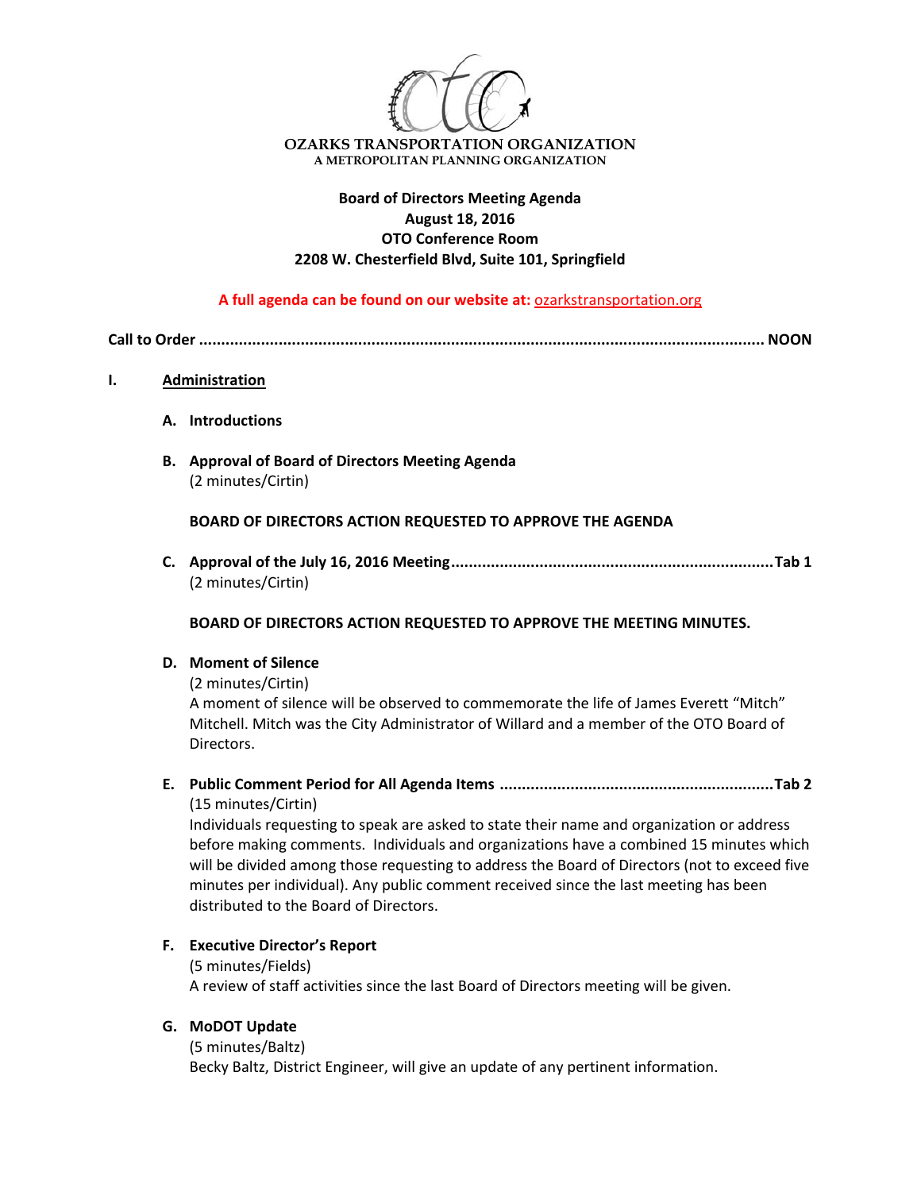**OZARKS TRANSPORTATION ORGANIZATION**
A METROPOLITAN PLANNING ORGANIZATION

**Board of Directors Meeting Agenda**
**August 18, 2016**
**OTO Conference Room**
**2208 W. Chesterfield Blvd, Suite 101, Springfield**

**A full agenda can be found on our website at:** ozarkstransportation.org

**Call to Order ........................................................................................................................ NOON**

## I. Administration

**A. Introductions**

**B. Approval of Board of Directors Meeting Agenda**
(2 minutes/Cirtin)

**BOARD OF DIRECTORS ACTION REQUESTED TO APPROVE THE AGENDA**

**C. Approval of the July 16, 2016 Meeting........................................................................Tab 1**
(2 minutes/Cirtin)

**BOARD OF DIRECTORS ACTION REQUESTED TO APPROVE THE MEETING MINUTES.**

**D. Moment of Silence**
(2 minutes/Cirtin)
A moment of silence will be observed to commemorate the life of James Everett "Mitch" Mitchell. Mitch was the City Administrator of Willard and a member of the OTO Board of Directors.

**E. Public Comment Period for All Agenda Items .............................................................Tab 2**
(15 minutes/Cirtin)
Individuals requesting to speak are asked to state their name and organization or address before making comments. Individuals and organizations have a combined 15 minutes which will be divided among those requesting to address the Board of Directors (not to exceed five minutes per individual). Any public comment received since the last meeting has been distributed to the Board of Directors.

**F. Executive Director's Report**
(5 minutes/Fields)
A review of staff activities since the last Board of Directors meeting will be given.

**G. MoDOT Update**
(5 minutes/Baltz)
Becky Baltz, District Engineer, will give an update of any pertinent information.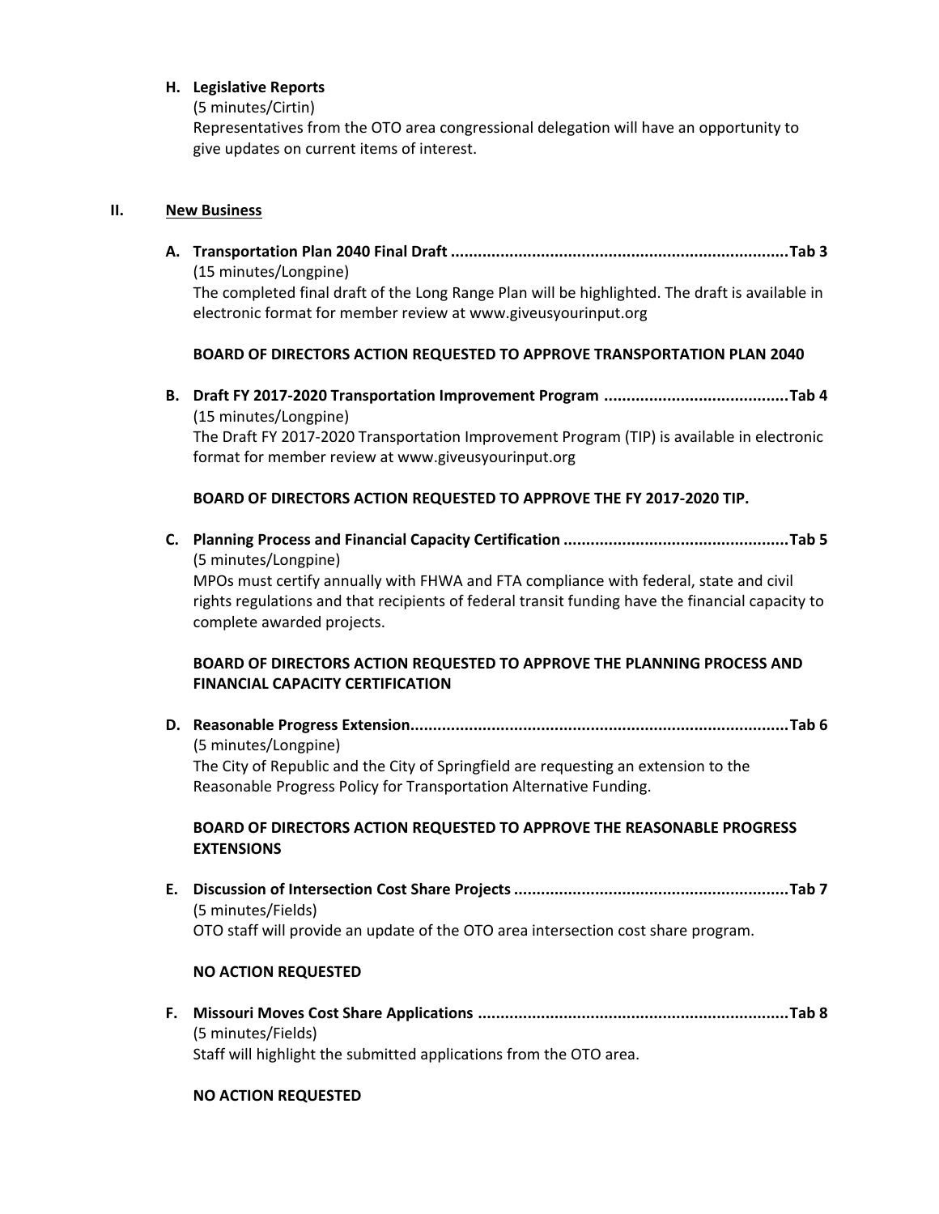**H. Legislative Reports**

(5 minutes/Cirtin)

Representatives from the OTO area congressional delegation will have an opportunity to give updates on current items of interest.

## II. New Business

**A. Transportation Plan 2040 Final Draft ........................................................................... Tab 3**

(15 minutes/Longpine)

The completed final draft of the Long Range Plan will be highlighted. The draft is available in electronic format for member review at www.giveusyourinput.org

**BOARD OF DIRECTORS ACTION REQUESTED TO APPROVE TRANSPORTATION PLAN 2040**

**B. Draft FY 2017-2020 Transportation Improvement Program .......................................... Tab 4**

(15 minutes/Longpine)

The Draft FY 2017-2020 Transportation Improvement Program (TIP) is available in electronic format for member review at www.giveusyourinput.org

**BOARD OF DIRECTORS ACTION REQUESTED TO APPROVE THE FY 2017-2020 TIP.**

**C. Planning Process and Financial Capacity Certification .................................................. Tab 5**

(5 minutes/Longpine)

MPOs must certify annually with FHWA and FTA compliance with federal, state and civil rights regulations and that recipients of federal transit funding have the financial capacity to complete awarded projects.

**BOARD OF DIRECTORS ACTION REQUESTED TO APPROVE THE PLANNING PROCESS AND FINANCIAL CAPACITY CERTIFICATION**

**D. Reasonable Progress Extension.................................................................................... Tab 6**

(5 minutes/Longpine)

The City of Republic and the City of Springfield are requesting an extension to the Reasonable Progress Policy for Transportation Alternative Funding.

**BOARD OF DIRECTORS ACTION REQUESTED TO APPROVE THE REASONABLE PROGRESS EXTENSIONS**

**E. Discussion of Intersection Cost Share Projects ............................................................. Tab 7**

(5 minutes/Fields)

OTO staff will provide an update of the OTO area intersection cost share program.

**NO ACTION REQUESTED**

**F. Missouri Moves Cost Share Applications ..................................................................... Tab 8**

(5 minutes/Fields)

Staff will highlight the submitted applications from the OTO area.

**NO ACTION REQUESTED**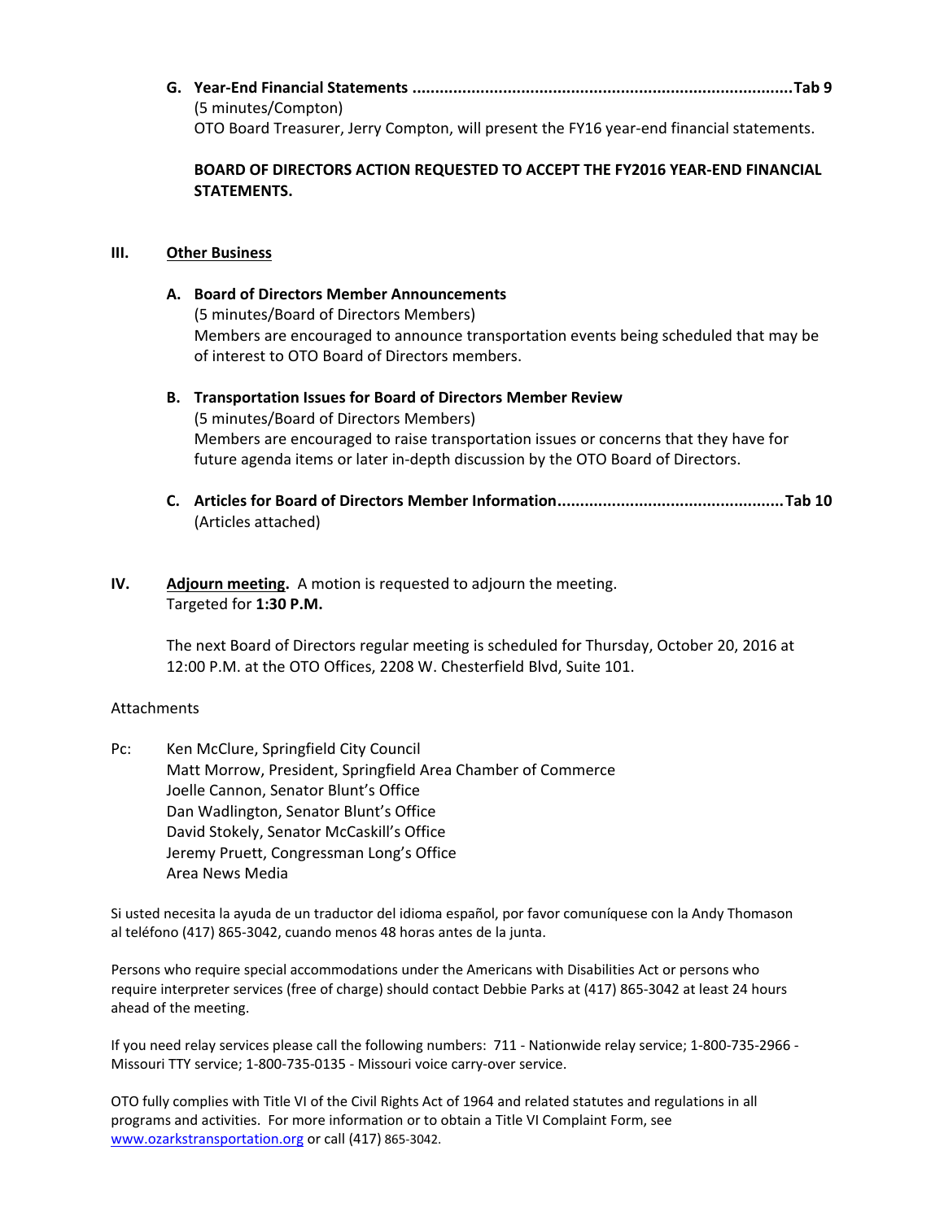**G. Year-End Financial Statements ....................................................................................Tab 9**
(5 minutes/Compton)
OTO Board Treasurer, Jerry Compton, will present the FY16 year-end financial statements.

**BOARD OF DIRECTORS ACTION REQUESTED TO ACCEPT THE FY2016 YEAR-END FINANCIAL STATEMENTS.**

**III. Other Business**

**A. Board of Directors Member Announcements**
(5 minutes/Board of Directors Members)
Members are encouraged to announce transportation events being scheduled that may be of interest to OTO Board of Directors members.

**B. Transportation Issues for Board of Directors Member Review**
(5 minutes/Board of Directors Members)
Members are encouraged to raise transportation issues or concerns that they have for future agenda items or later in-depth discussion by the OTO Board of Directors.

**C. Articles for Board of Directors Member Information.................................................Tab 10**
(Articles attached)

**IV. Adjourn meeting.** A motion is requested to adjourn the meeting.
Targeted for **1:30 P.M.**

The next Board of Directors regular meeting is scheduled for Thursday, October 20, 2016 at 12:00 P.M. at the OTO Offices, 2208 W. Chesterfield Blvd, Suite 101.

Attachments

Pc: Ken McClure, Springfield City Council
Matt Morrow, President, Springfield Area Chamber of Commerce
Joelle Cannon, Senator Blunt's Office
Dan Wadlington, Senator Blunt's Office
David Stokely, Senator McCaskill's Office
Jeremy Pruett, Congressman Long's Office
Area News Media

Si usted necesita la ayuda de un traductor del idioma español, por favor comuníquese con la Andy Thomason al teléfono (417) 865-3042, cuando menos 48 horas antes de la junta.

Persons who require special accommodations under the Americans with Disabilities Act or persons who require interpreter services (free of charge) should contact Debbie Parks at (417) 865-3042 at least 24 hours ahead of the meeting.

If you need relay services please call the following numbers: 711 - Nationwide relay service; 1-800-735-2966 - Missouri TTY service; 1-800-735-0135 - Missouri voice carry-over service.

OTO fully complies with Title VI of the Civil Rights Act of 1964 and related statutes and regulations in all programs and activities. For more information or to obtain a Title VI Complaint Form, see www.ozarkstransportation.org or call (417) 865-3042.